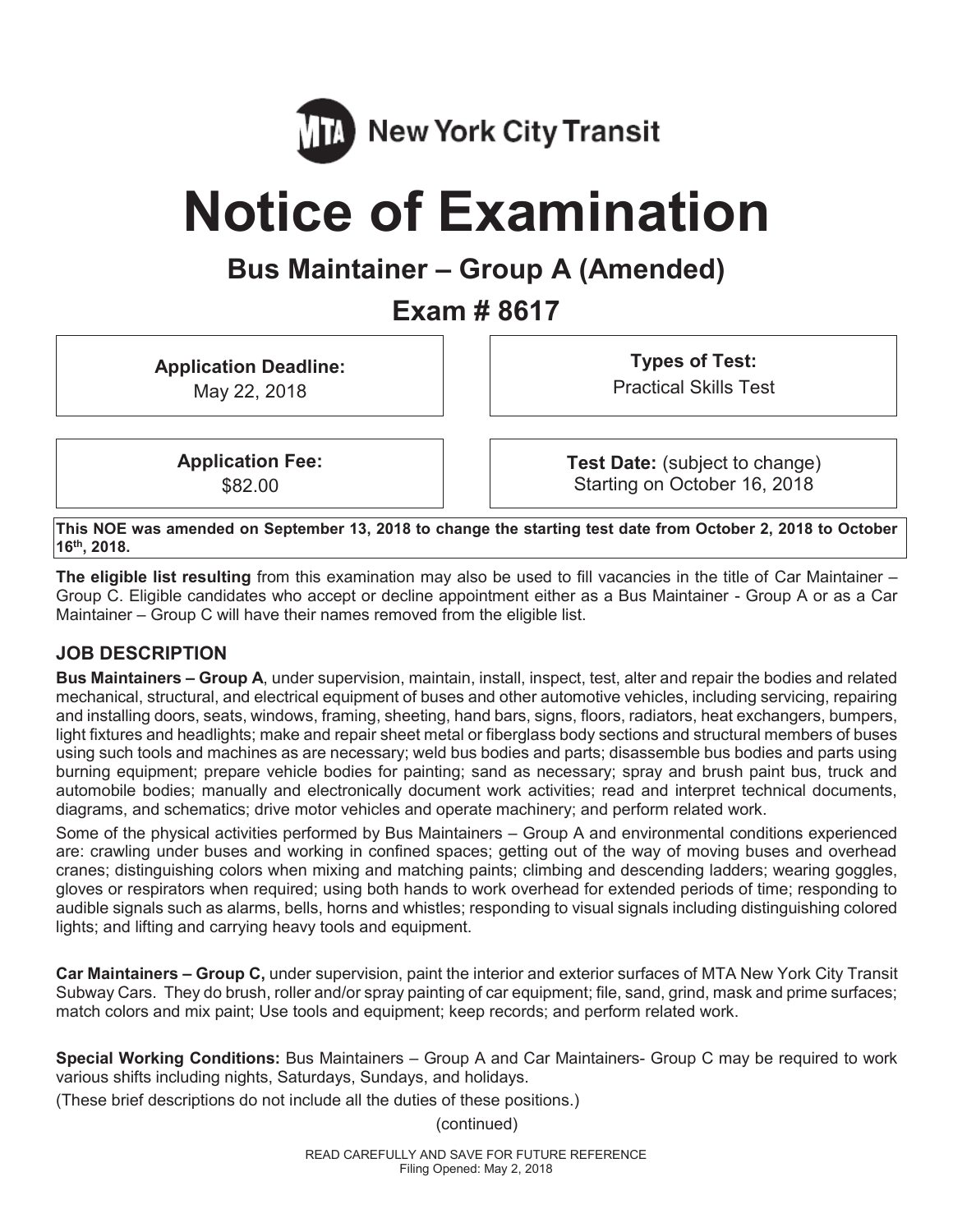MTA New York City Transit

# Notice of Examination

## Bus Maintainer – Group A (Amended)

## Exam # 8617

| **Application Deadline:** May 22, 2018 | **Types of Test:** Practical Skills Test |
|---|---|
| **Application Fee:** $82.00 | **Test Date:** (subject to change) Starting on October 16, 2018 |

**This NOE was amended on September 13, 2018 to change the starting test date from October 2, 2018 to October 16th, 2018.**

**The eligible list resulting** from this examination may also be used to fill vacancies in the title of Car Maintainer – Group C. Eligible candidates who accept or decline appointment either as a Bus Maintainer - Group A or as a Car Maintainer – Group C will have their names removed from the eligible list.

### JOB DESCRIPTION

**Bus Maintainers – Group A**, under supervision, maintain, install, inspect, test, alter and repair the bodies and related mechanical, structural, and electrical equipment of buses and other automotive vehicles, including servicing, repairing and installing doors, seats, windows, framing, sheeting, hand bars, signs, floors, radiators, heat exchangers, bumpers, light fixtures and headlights; make and repair sheet metal or fiberglass body sections and structural members of buses using such tools and machines as are necessary; weld bus bodies and parts; disassemble bus bodies and parts using burning equipment; prepare vehicle bodies for painting; sand as necessary; spray and brush paint bus, truck and automobile bodies; manually and electronically document work activities; read and interpret technical documents, diagrams, and schematics; drive motor vehicles and operate machinery; and perform related work.

Some of the physical activities performed by Bus Maintainers – Group A and environmental conditions experienced are: crawling under buses and working in confined spaces; getting out of the way of moving buses and overhead cranes; distinguishing colors when mixing and matching paints; climbing and descending ladders; wearing goggles, gloves or respirators when required; using both hands to work overhead for extended periods of time; responding to audible signals such as alarms, bells, horns and whistles; responding to visual signals including distinguishing colored lights; and lifting and carrying heavy tools and equipment.

**Car Maintainers – Group C,** under supervision, paint the interior and exterior surfaces of MTA New York City Transit Subway Cars. They do brush, roller and/or spray painting of car equipment; file, sand, grind, mask and prime surfaces; match colors and mix paint; Use tools and equipment; keep records; and perform related work.

**Special Working Conditions:** Bus Maintainers – Group A and Car Maintainers- Group C may be required to work various shifts including nights, Saturdays, Sundays, and holidays.

(These brief descriptions do not include all the duties of these positions.)

(continued)

READ CAREFULLY AND SAVE FOR FUTURE REFERENCE
Filing Opened: May 2, 2018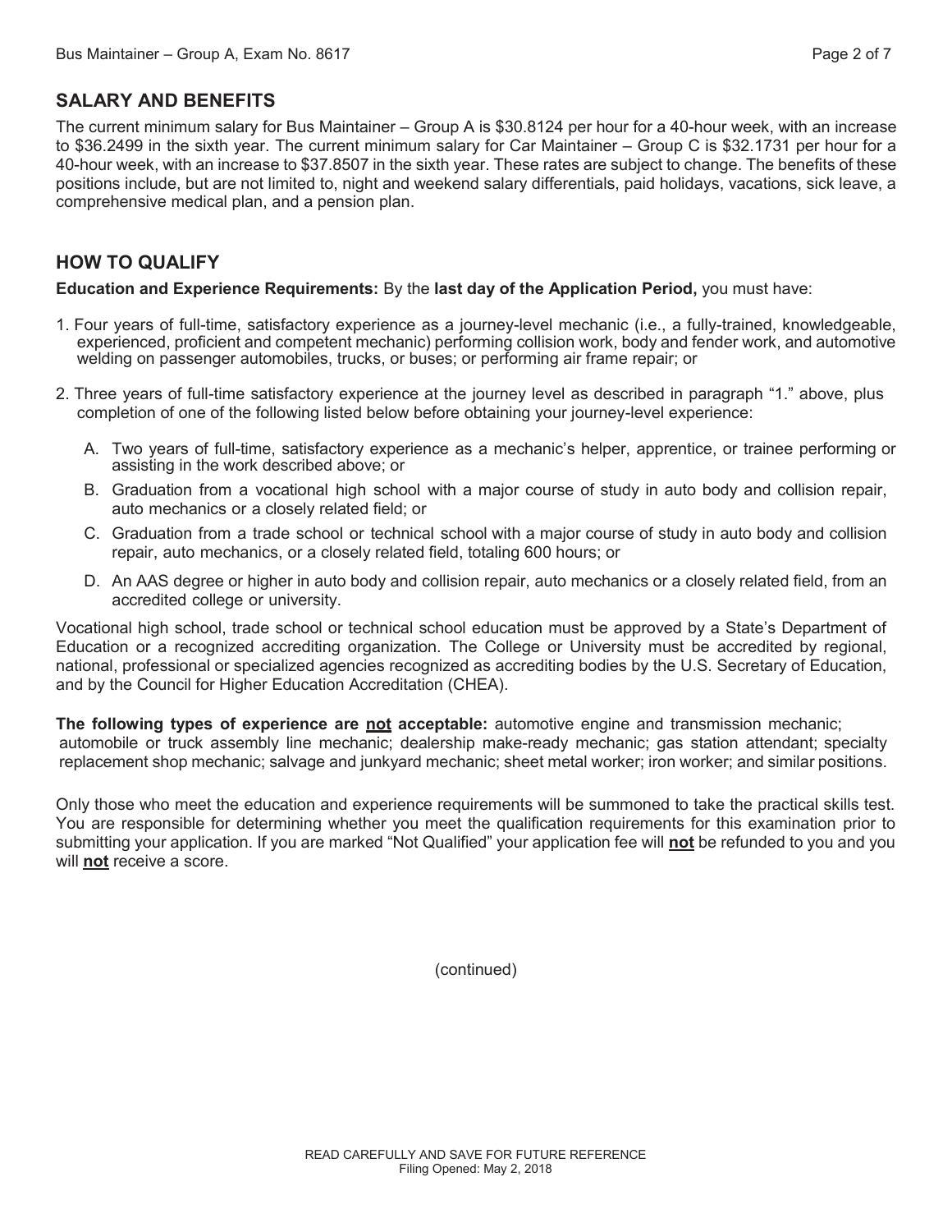## SALARY AND BENEFITS

The current minimum salary for Bus Maintainer – Group A is $30.8124 per hour for a 40-hour week, with an increase to $36.2499 in the sixth year. The current minimum salary for Car Maintainer – Group C is $32.1731 per hour for a 40-hour week, with an increase to $37.8507 in the sixth year. These rates are subject to change. The benefits of these positions include, but are not limited to, night and weekend salary differentials, paid holidays, vacations, sick leave, a comprehensive medical plan, and a pension plan.

## HOW TO QUALIFY

**Education and Experience Requirements:** By the **last day of the Application Period,** you must have:

1. Four years of full-time, satisfactory experience as a journey-level mechanic (i.e., a fully-trained, knowledgeable, experienced, proficient and competent mechanic) performing collision work, body and fender work, and automotive welding on passenger automobiles, trucks, or buses; or performing air frame repair; or

2. Three years of full-time satisfactory experience at the journey level as described in paragraph "1." above, plus completion of one of the following listed below before obtaining your journey-level experience:

   A. Two years of full-time, satisfactory experience as a mechanic's helper, apprentice, or trainee performing or assisting in the work described above; or

   B. Graduation from a vocational high school with a major course of study in auto body and collision repair, auto mechanics or a closely related field; or

   C. Graduation from a trade school or technical school with a major course of study in auto body and collision repair, auto mechanics, or a closely related field, totaling 600 hours; or

   D. An AAS degree or higher in auto body and collision repair, auto mechanics or a closely related field, from an accredited college or university.

Vocational high school, trade school or technical school education must be approved by a State's Department of Education or a recognized accrediting organization. The College or University must be accredited by regional, national, professional or specialized agencies recognized as accrediting bodies by the U.S. Secretary of Education, and by the Council for Higher Education Accreditation (CHEA).

**The following types of experience are <u>not</u> acceptable:** automotive engine and transmission mechanic; automobile or truck assembly line mechanic; dealership make-ready mechanic; gas station attendant; specialty replacement shop mechanic; salvage and junkyard mechanic; sheet metal worker; iron worker; and similar positions.

Only those who meet the education and experience requirements will be summoned to take the practical skills test. You are responsible for determining whether you meet the qualification requirements for this examination prior to submitting your application. If you are marked "Not Qualified" your application fee will **<u>not</u>** be refunded to you and you will **<u>not</u>** receive a score.

(continued)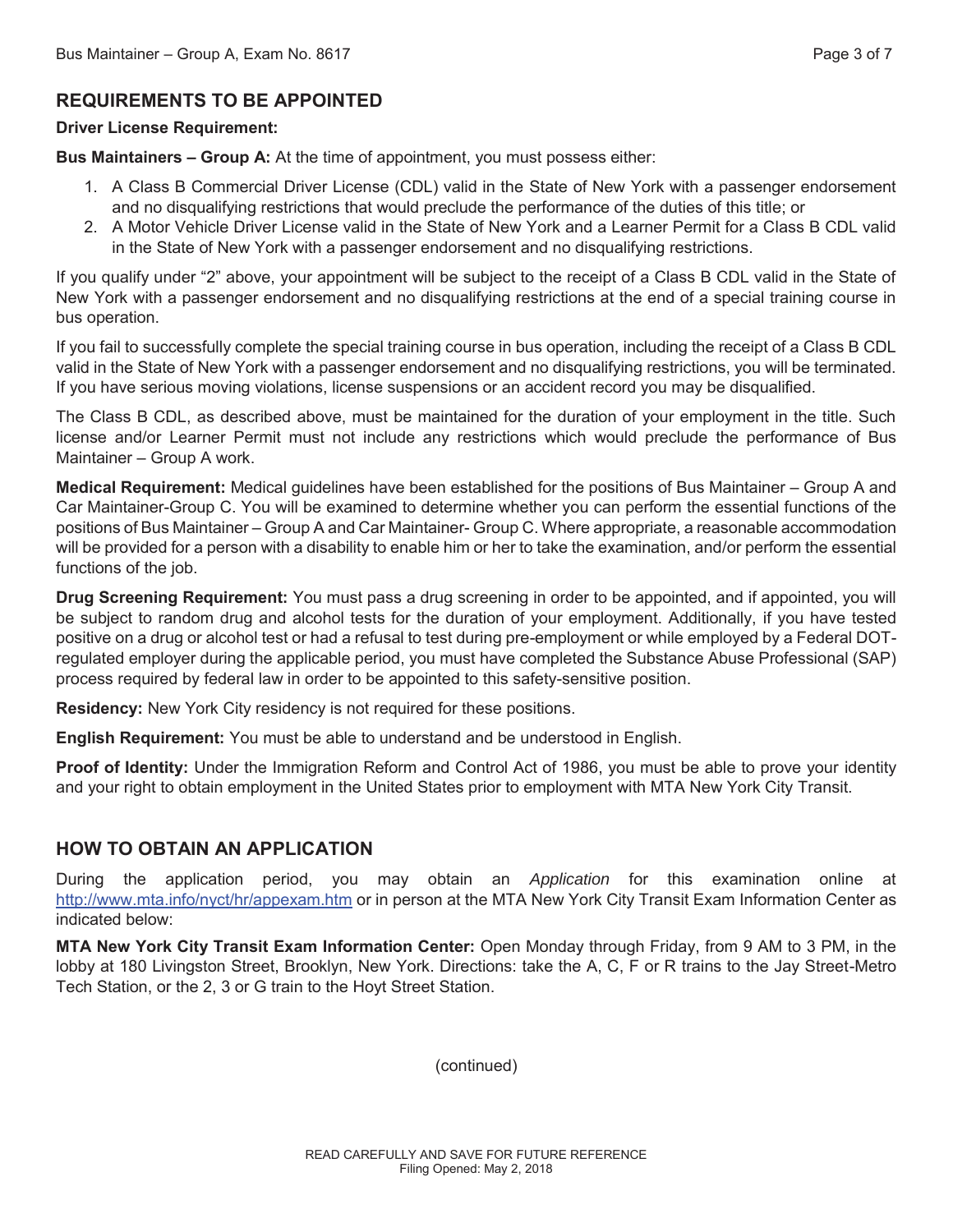## REQUIREMENTS TO BE APPOINTED

**Driver License Requirement:**

**Bus Maintainers – Group A:** At the time of appointment, you must possess either:

1. A Class B Commercial Driver License (CDL) valid in the State of New York with a passenger endorsement and no disqualifying restrictions that would preclude the performance of the duties of this title; or
2. A Motor Vehicle Driver License valid in the State of New York and a Learner Permit for a Class B CDL valid in the State of New York with a passenger endorsement and no disqualifying restrictions.

If you qualify under "2" above, your appointment will be subject to the receipt of a Class B CDL valid in the State of New York with a passenger endorsement and no disqualifying restrictions at the end of a special training course in bus operation.

If you fail to successfully complete the special training course in bus operation, including the receipt of a Class B CDL valid in the State of New York with a passenger endorsement and no disqualifying restrictions, you will be terminated. If you have serious moving violations, license suspensions or an accident record you may be disqualified.

The Class B CDL, as described above, must be maintained for the duration of your employment in the title. Such license and/or Learner Permit must not include any restrictions which would preclude the performance of Bus Maintainer – Group A work.

**Medical Requirement:** Medical guidelines have been established for the positions of Bus Maintainer – Group A and Car Maintainer-Group C. You will be examined to determine whether you can perform the essential functions of the positions of Bus Maintainer – Group A and Car Maintainer- Group C. Where appropriate, a reasonable accommodation will be provided for a person with a disability to enable him or her to take the examination, and/or perform the essential functions of the job.

**Drug Screening Requirement:** You must pass a drug screening in order to be appointed, and if appointed, you will be subject to random drug and alcohol tests for the duration of your employment. Additionally, if you have tested positive on a drug or alcohol test or had a refusal to test during pre-employment or while employed by a Federal DOT-regulated employer during the applicable period, you must have completed the Substance Abuse Professional (SAP) process required by federal law in order to be appointed to this safety-sensitive position.

**Residency:** New York City residency is not required for these positions.

**English Requirement:** You must be able to understand and be understood in English.

**Proof of Identity:** Under the Immigration Reform and Control Act of 1986, you must be able to prove your identity and your right to obtain employment in the United States prior to employment with MTA New York City Transit.

## HOW TO OBTAIN AN APPLICATION

During the application period, you may obtain an *Application* for this examination online at http://www.mta.info/nyct/hr/appexam.htm or in person at the MTA New York City Transit Exam Information Center as indicated below:

**MTA New York City Transit Exam Information Center:** Open Monday through Friday, from 9 AM to 3 PM, in the lobby at 180 Livingston Street, Brooklyn, New York. Directions: take the A, C, F or R trains to the Jay Street-Metro Tech Station, or the 2, 3 or G train to the Hoyt Street Station.

(continued)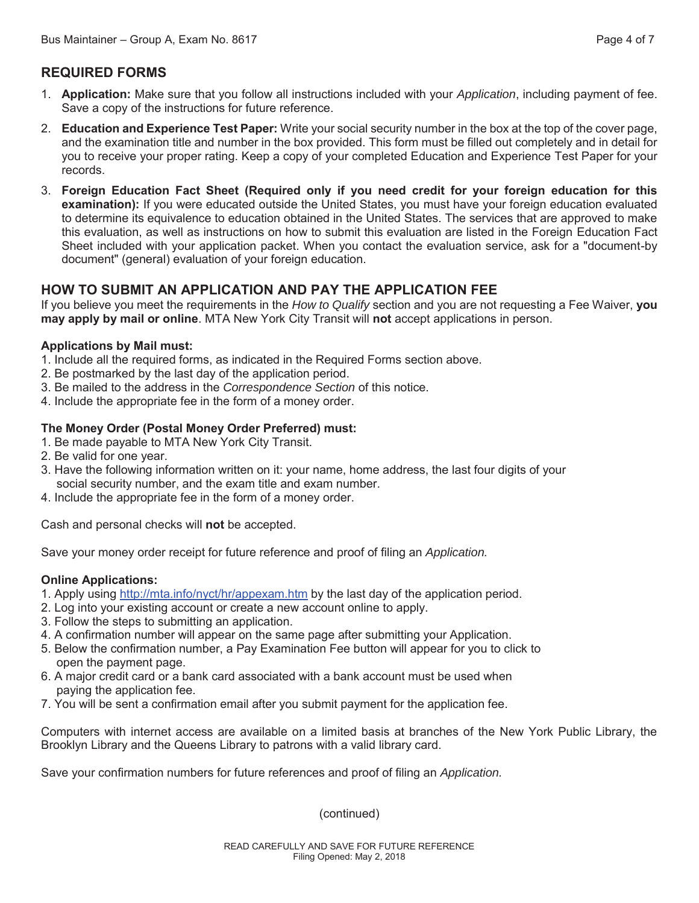## REQUIRED FORMS

1. **Application:** Make sure that you follow all instructions included with your *Application*, including payment of fee. Save a copy of the instructions for future reference.
2. **Education and Experience Test Paper:** Write your social security number in the box at the top of the cover page, and the examination title and number in the box provided. This form must be filled out completely and in detail for you to receive your proper rating. Keep a copy of your completed Education and Experience Test Paper for your records.
3. **Foreign Education Fact Sheet (Required only if you need credit for your foreign education for this examination):** If you were educated outside the United States, you must have your foreign education evaluated to determine its equivalence to education obtained in the United States. The services that are approved to make this evaluation, as well as instructions on how to submit this evaluation are listed in the Foreign Education Fact Sheet included with your application packet. When you contact the evaluation service, ask for a "document-by document" (general) evaluation of your foreign education.

## HOW TO SUBMIT AN APPLICATION AND PAY THE APPLICATION FEE

If you believe you meet the requirements in the *How to Qualify* section and you are not requesting a Fee Waiver, **you may apply by mail or online**. MTA New York City Transit will **not** accept applications in person.

**Applications by Mail must:**

1. Include all the required forms, as indicated in the Required Forms section above.
2. Be postmarked by the last day of the application period.
3. Be mailed to the address in the *Correspondence Section* of this notice.
4. Include the appropriate fee in the form of a money order.

**The Money Order (Postal Money Order Preferred) must:**

1. Be made payable to MTA New York City Transit.
2. Be valid for one year.
3. Have the following information written on it: your name, home address, the last four digits of your social security number, and the exam title and exam number.
4. Include the appropriate fee in the form of a money order.

Cash and personal checks will **not** be accepted.

Save your money order receipt for future reference and proof of filing an *Application.*

**Online Applications:**

1. Apply using http://mta.info/nyct/hr/appexam.htm by the last day of the application period.
2. Log into your existing account or create a new account online to apply.
3. Follow the steps to submitting an application.
4. A confirmation number will appear on the same page after submitting your Application.
5. Below the confirmation number, a Pay Examination Fee button will appear for you to click to open the payment page.
6. A major credit card or a bank card associated with a bank account must be used when paying the application fee.
7. You will be sent a confirmation email after you submit payment for the application fee.

Computers with internet access are available on a limited basis at branches of the New York Public Library, the Brooklyn Library and the Queens Library to patrons with a valid library card.

Save your confirmation numbers for future references and proof of filing an *Application.*

(continued)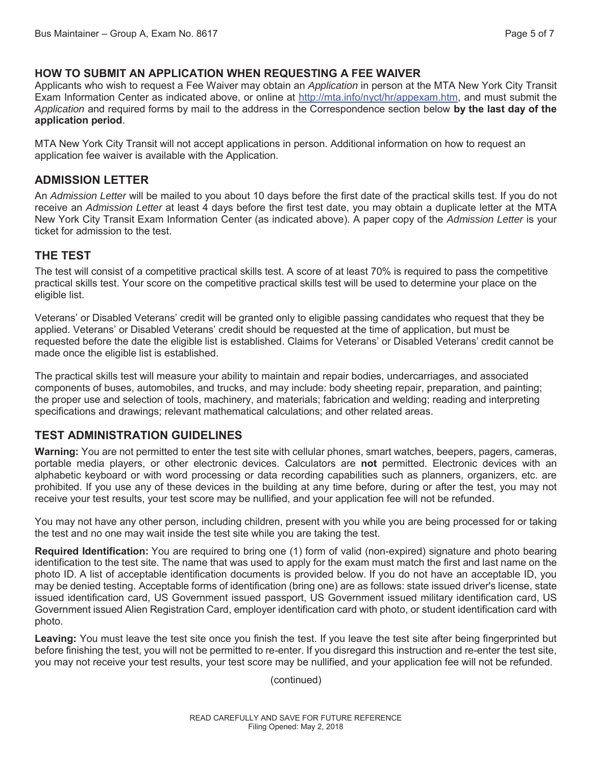## HOW TO SUBMIT AN APPLICATION WHEN REQUESTING A FEE WAIVER

Applicants who wish to request a Fee Waiver may obtain an *Application* in person at the MTA New York City Transit Exam Information Center as indicated above, or online at http://mta.info/nyct/hr/appexam.htm, and must submit the *Application* and required forms by mail to the address in the Correspondence section below **by the last day of the application period**.

MTA New York City Transit will not accept applications in person. Additional information on how to request an application fee waiver is available with the Application.

## ADMISSION LETTER

An *Admission Letter* will be mailed to you about 10 days before the first date of the practical skills test. If you do not receive an *Admission Letter* at least 4 days before the first test date, you may obtain a duplicate letter at the MTA New York City Transit Exam Information Center (as indicated above). A paper copy of the *Admission Letter* is your ticket for admission to the test.

## THE TEST

The test will consist of a competitive practical skills test. A score of at least 70% is required to pass the competitive practical skills test. Your score on the competitive practical skills test will be used to determine your place on the eligible list.

Veterans' or Disabled Veterans' credit will be granted only to eligible passing candidates who request that they be applied. Veterans' or Disabled Veterans' credit should be requested at the time of application, but must be requested before the date the eligible list is established. Claims for Veterans' or Disabled Veterans' credit cannot be made once the eligible list is established.

The practical skills test will measure your ability to maintain and repair bodies, undercarriages, and associated components of buses, automobiles, and trucks, and may include: body sheeting repair, preparation, and painting; the proper use and selection of tools, machinery, and materials; fabrication and welding; reading and interpreting specifications and drawings; relevant mathematical calculations; and other related areas.

## TEST ADMINISTRATION GUIDELINES

**Warning:** You are not permitted to enter the test site with cellular phones, smart watches, beepers, pagers, cameras, portable media players, or other electronic devices. Calculators are **not** permitted. Electronic devices with an alphabetic keyboard or with word processing or data recording capabilities such as planners, organizers, etc. are prohibited. If you use any of these devices in the building at any time before, during or after the test, you may not receive your test results, your test score may be nullified, and your application fee will not be refunded.

You may not have any other person, including children, present with you while you are being processed for or taking the test and no one may wait inside the test site while you are taking the test.

**Required Identification:** You are required to bring one (1) form of valid (non-expired) signature and photo bearing identification to the test site. The name that was used to apply for the exam must match the first and last name on the photo ID. A list of acceptable identification documents is provided below. If you do not have an acceptable ID, you may be denied testing. Acceptable forms of identification (bring one) are as follows: state issued driver's license, state issued identification card, US Government issued passport, US Government issued military identification card, US Government issued Alien Registration Card, employer identification card with photo, or student identification card with photo.

**Leaving:** You must leave the test site once you finish the test. If you leave the test site after being fingerprinted but before finishing the test, you will not be permitted to re-enter. If you disregard this instruction and re-enter the test site, you may not receive your test results, your test score may be nullified, and your application fee will not be refunded.

(continued)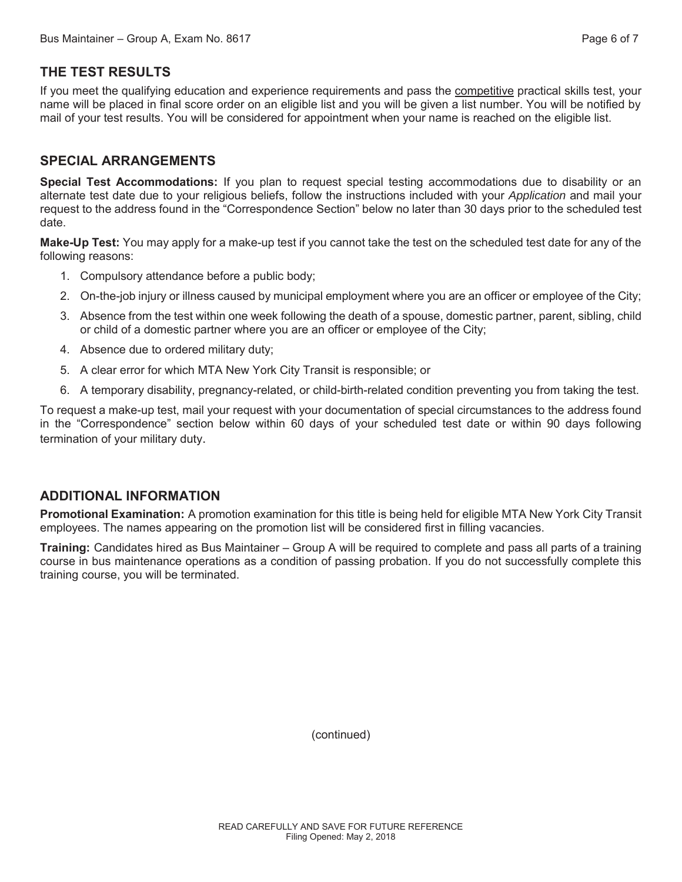## THE TEST RESULTS

If you meet the qualifying education and experience requirements and pass the competitive practical skills test, your name will be placed in final score order on an eligible list and you will be given a list number. You will be notified by mail of your test results. You will be considered for appointment when your name is reached on the eligible list.

## SPECIAL ARRANGEMENTS

**Special Test Accommodations:** If you plan to request special testing accommodations due to disability or an alternate test date due to your religious beliefs, follow the instructions included with your *Application* and mail your request to the address found in the "Correspondence Section" below no later than 30 days prior to the scheduled test date.

**Make-Up Test:** You may apply for a make-up test if you cannot take the test on the scheduled test date for any of the following reasons:

1. Compulsory attendance before a public body;
2. On-the-job injury or illness caused by municipal employment where you are an officer or employee of the City;
3. Absence from the test within one week following the death of a spouse, domestic partner, parent, sibling, child or child of a domestic partner where you are an officer or employee of the City;
4. Absence due to ordered military duty;
5. A clear error for which MTA New York City Transit is responsible; or
6. A temporary disability, pregnancy-related, or child-birth-related condition preventing you from taking the test.

To request a make-up test, mail your request with your documentation of special circumstances to the address found in the "Correspondence" section below within 60 days of your scheduled test date or within 90 days following termination of your military duty.

## ADDITIONAL INFORMATION

**Promotional Examination:** A promotion examination for this title is being held for eligible MTA New York City Transit employees. The names appearing on the promotion list will be considered first in filling vacancies.

**Training:** Candidates hired as Bus Maintainer – Group A will be required to complete and pass all parts of a training course in bus maintenance operations as a condition of passing probation. If you do not successfully complete this training course, you will be terminated.

(continued)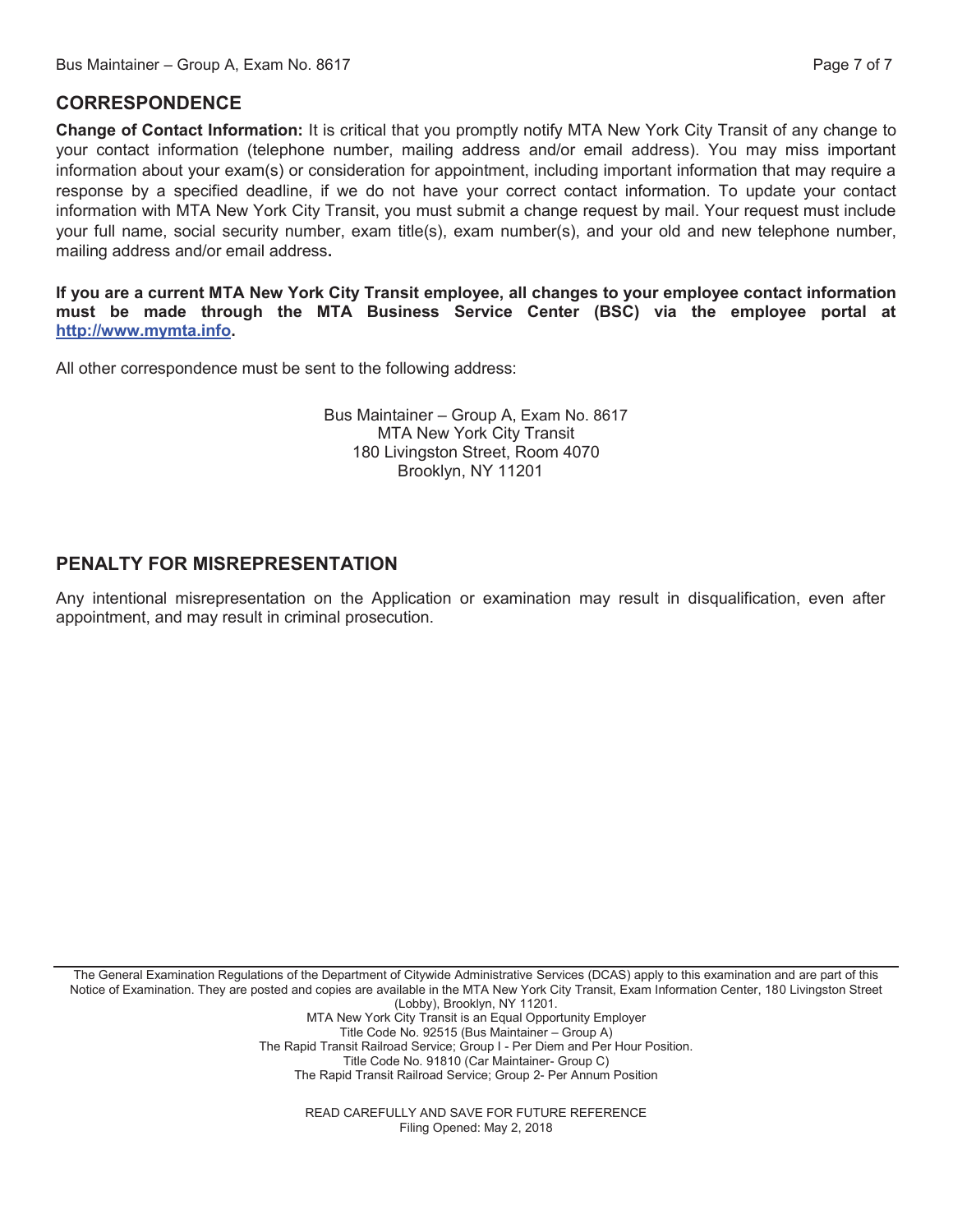## CORRESPONDENCE

**Change of Contact Information:** It is critical that you promptly notify MTA New York City Transit of any change to your contact information (telephone number, mailing address and/or email address). You may miss important information about your exam(s) or consideration for appointment, including important information that may require a response by a specified deadline, if we do not have your correct contact information. To update your contact information with MTA New York City Transit, you must submit a change request by mail. Your request must include your full name, social security number, exam title(s), exam number(s), and your old and new telephone number, mailing address and/or email address**.**

**If you are a current MTA New York City Transit employee, all changes to your employee contact information must be made through the MTA Business Service Center (BSC) via the employee portal at [http://www.mymta.info](http://www.mymta.info).**

All other correspondence must be sent to the following address:

Bus Maintainer – Group A, Exam No. 8617
MTA New York City Transit
180 Livingston Street, Room 4070
Brooklyn, NY 11201

## PENALTY FOR MISREPRESENTATION

Any intentional misrepresentation on the Application or examination may result in disqualification, even after appointment, and may result in criminal prosecution.

---

The General Examination Regulations of the Department of Citywide Administrative Services (DCAS) apply to this examination and are part of this Notice of Examination. They are posted and copies are available in the MTA New York City Transit, Exam Information Center, 180 Livingston Street (Lobby), Brooklyn, NY 11201.
MTA New York City Transit is an Equal Opportunity Employer
Title Code No. 92515 (Bus Maintainer – Group A)
The Rapid Transit Railroad Service; Group I - Per Diem and Per Hour Position.
Title Code No. 91810 (Car Maintainer- Group C)
The Rapid Transit Railroad Service; Group 2- Per Annum Position

READ CAREFULLY AND SAVE FOR FUTURE REFERENCE
Filing Opened: May 2, 2018